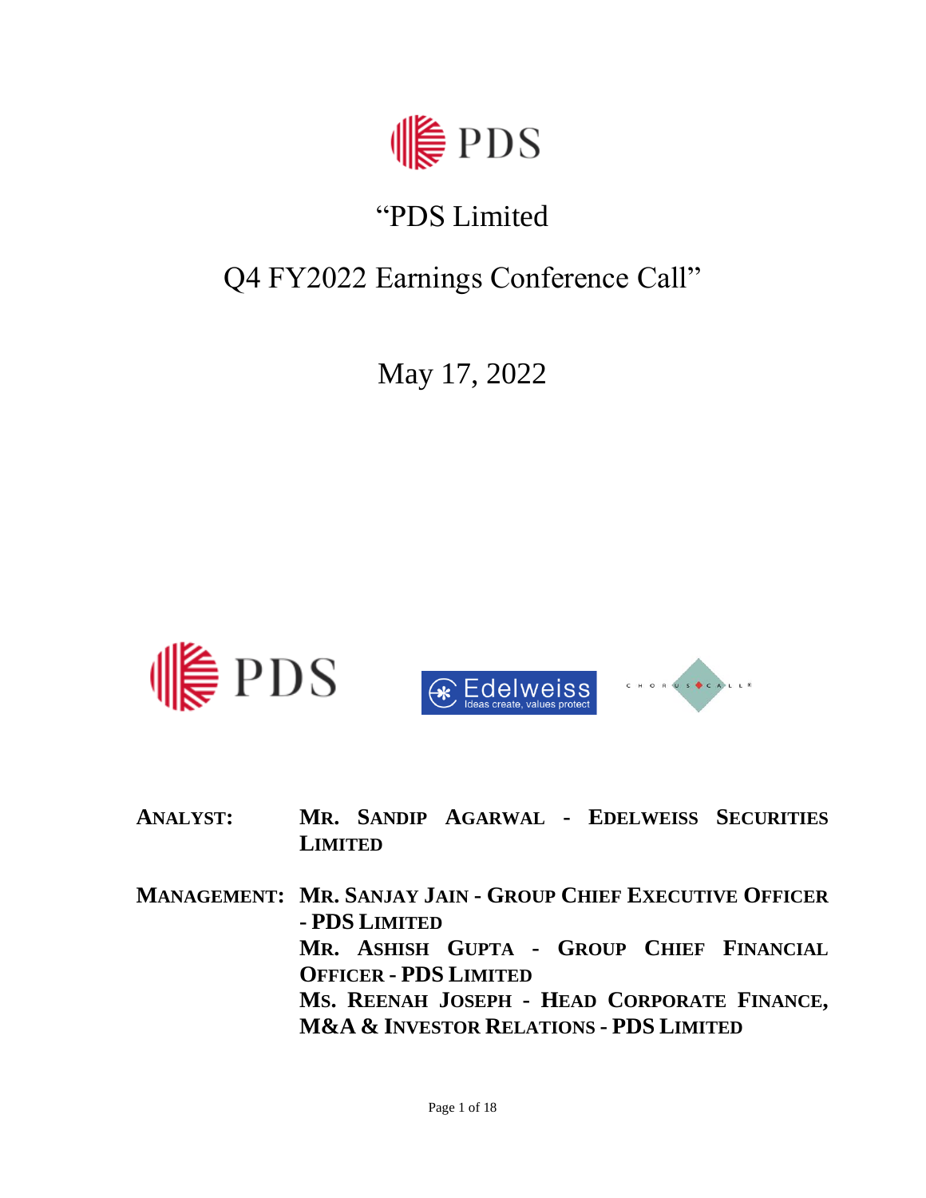# "PDS Limited

## Q4 FY2022 Earnings Conference Call"

May 17, 2022

**ANALYST:** **MR. SANDIP AGARWAL - EDELWEISS SECURITIES LIMITED**

**MANAGEMENT:** **MR. SANJAY JAIN - GROUP CHIEF EXECUTIVE OFFICER - PDS LIMITED**

**MR. ASHISH GUPTA - GROUP CHIEF FINANCIAL OFFICER - PDS LIMITED**

**MS. REENAH JOSEPH - HEAD CORPORATE FINANCE, M&A & INVESTOR RELATIONS - PDS LIMITED**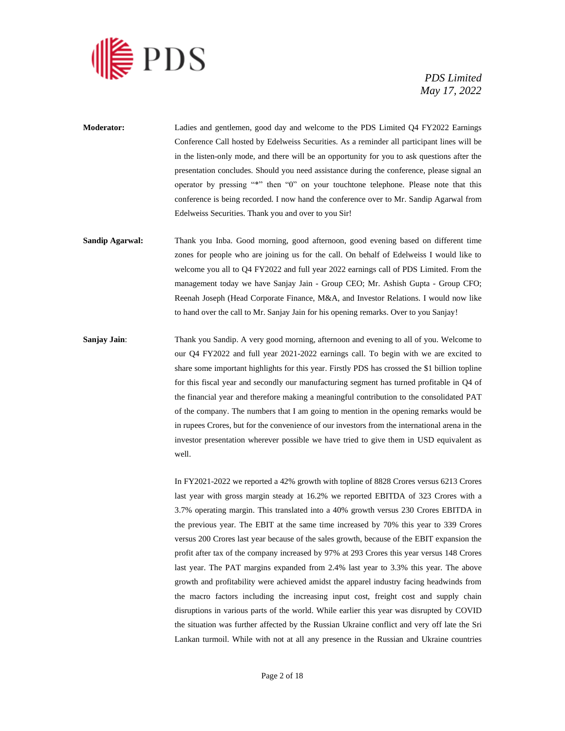**Moderator:** Ladies and gentlemen, good day and welcome to the PDS Limited Q4 FY2022 Earnings Conference Call hosted by Edelweiss Securities. As a reminder all participant lines will be in the listen-only mode, and there will be an opportunity for you to ask questions after the presentation concludes. Should you need assistance during the conference, please signal an operator by pressing "*" then "0" on your touchtone telephone. Please note that this conference is being recorded. I now hand the conference over to Mr. Sandip Agarwal from Edelweiss Securities. Thank you and over to you Sir!

**Sandip Agarwal:** Thank you Inba. Good morning, good afternoon, good evening based on different time zones for people who are joining us for the call. On behalf of Edelweiss I would like to welcome you all to Q4 FY2022 and full year 2022 earnings call of PDS Limited. From the management today we have Sanjay Jain - Group CEO; Mr. Ashish Gupta - Group CFO; Reenah Joseph (Head Corporate Finance, M&A, and Investor Relations. I would now like to hand over the call to Mr. Sanjay Jain for his opening remarks. Over to you Sanjay!

**Sanjay Jain**: Thank you Sandip. A very good morning, afternoon and evening to all of you. Welcome to our Q4 FY2022 and full year 2021-2022 earnings call. To begin with we are excited to share some important highlights for this year. Firstly PDS has crossed the $1 billion topline for this fiscal year and secondly our manufacturing segment has turned profitable in Q4 of the financial year and therefore making a meaningful contribution to the consolidated PAT of the company. The numbers that I am going to mention in the opening remarks would be in rupees Crores, but for the convenience of our investors from the international arena in the investor presentation wherever possible we have tried to give them in USD equivalent as well.

In FY2021-2022 we reported a 42% growth with topline of 8828 Crores versus 6213 Crores last year with gross margin steady at 16.2% we reported EBITDA of 323 Crores with a 3.7% operating margin. This translated into a 40% growth versus 230 Crores EBITDA in the previous year. The EBIT at the same time increased by 70% this year to 339 Crores versus 200 Crores last year because of the sales growth, because of the EBIT expansion the profit after tax of the company increased by 97% at 293 Crores this year versus 148 Crores last year. The PAT margins expanded from 2.4% last year to 3.3% this year. The above growth and profitability were achieved amidst the apparel industry facing headwinds from the macro factors including the increasing input cost, freight cost and supply chain disruptions in various parts of the world. While earlier this year was disrupted by COVID the situation was further affected by the Russian Ukraine conflict and very off late the Sri Lankan turmoil. While with not at all any presence in the Russian and Ukraine countries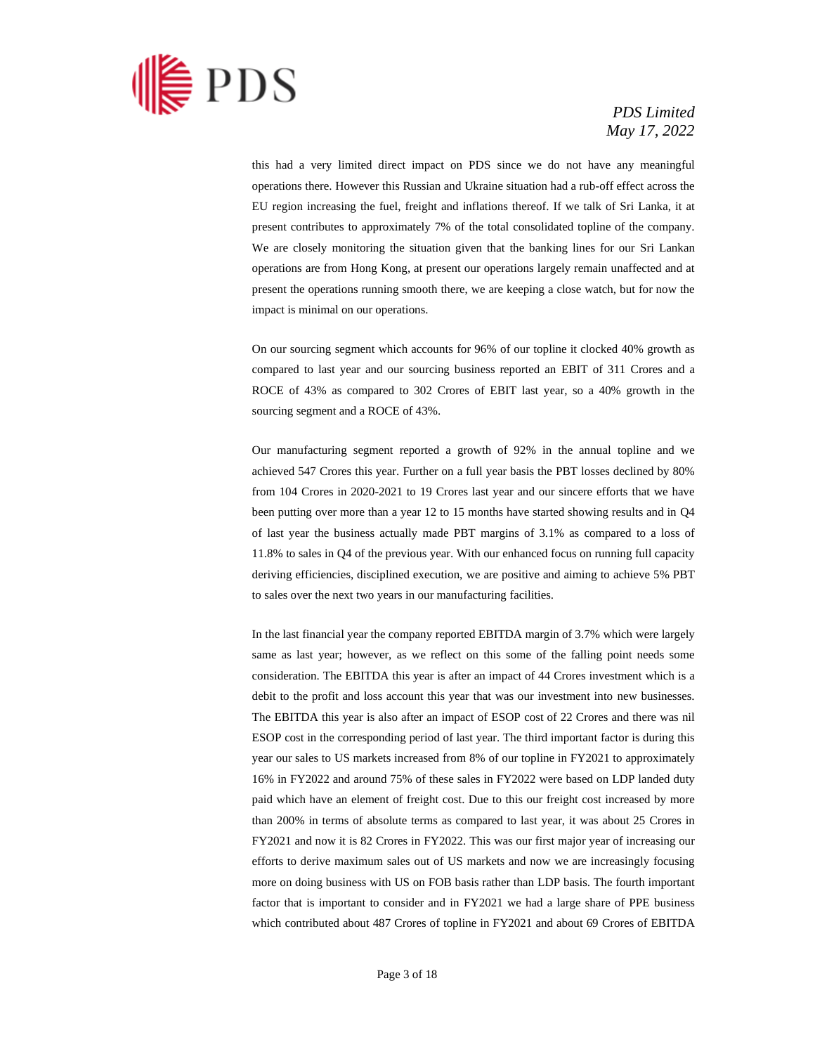this had a very limited direct impact on PDS since we do not have any meaningful operations there. However this Russian and Ukraine situation had a rub-off effect across the EU region increasing the fuel, freight and inflations thereof. If we talk of Sri Lanka, it at present contributes to approximately 7% of the total consolidated topline of the company. We are closely monitoring the situation given that the banking lines for our Sri Lankan operations are from Hong Kong, at present our operations largely remain unaffected and at present the operations running smooth there, we are keeping a close watch, but for now the impact is minimal on our operations.

On our sourcing segment which accounts for 96% of our topline it clocked 40% growth as compared to last year and our sourcing business reported an EBIT of 311 Crores and a ROCE of 43% as compared to 302 Crores of EBIT last year, so a 40% growth in the sourcing segment and a ROCE of 43%.

Our manufacturing segment reported a growth of 92% in the annual topline and we achieved 547 Crores this year. Further on a full year basis the PBT losses declined by 80% from 104 Crores in 2020-2021 to 19 Crores last year and our sincere efforts that we have been putting over more than a year 12 to 15 months have started showing results and in Q4 of last year the business actually made PBT margins of 3.1% as compared to a loss of 11.8% to sales in Q4 of the previous year. With our enhanced focus on running full capacity deriving efficiencies, disciplined execution, we are positive and aiming to achieve 5% PBT to sales over the next two years in our manufacturing facilities.

In the last financial year the company reported EBITDA margin of 3.7% which were largely same as last year; however, as we reflect on this some of the falling point needs some consideration. The EBITDA this year is after an impact of 44 Crores investment which is a debit to the profit and loss account this year that was our investment into new businesses. The EBITDA this year is also after an impact of ESOP cost of 22 Crores and there was nil ESOP cost in the corresponding period of last year. The third important factor is during this year our sales to US markets increased from 8% of our topline in FY2021 to approximately 16% in FY2022 and around 75% of these sales in FY2022 were based on LDP landed duty paid which have an element of freight cost. Due to this our freight cost increased by more than 200% in terms of absolute terms as compared to last year, it was about 25 Crores in FY2021 and now it is 82 Crores in FY2022. This was our first major year of increasing our efforts to derive maximum sales out of US markets and now we are increasingly focusing more on doing business with US on FOB basis rather than LDP basis. The fourth important factor that is important to consider and in FY2021 we had a large share of PPE business which contributed about 487 Crores of topline in FY2021 and about 69 Crores of EBITDA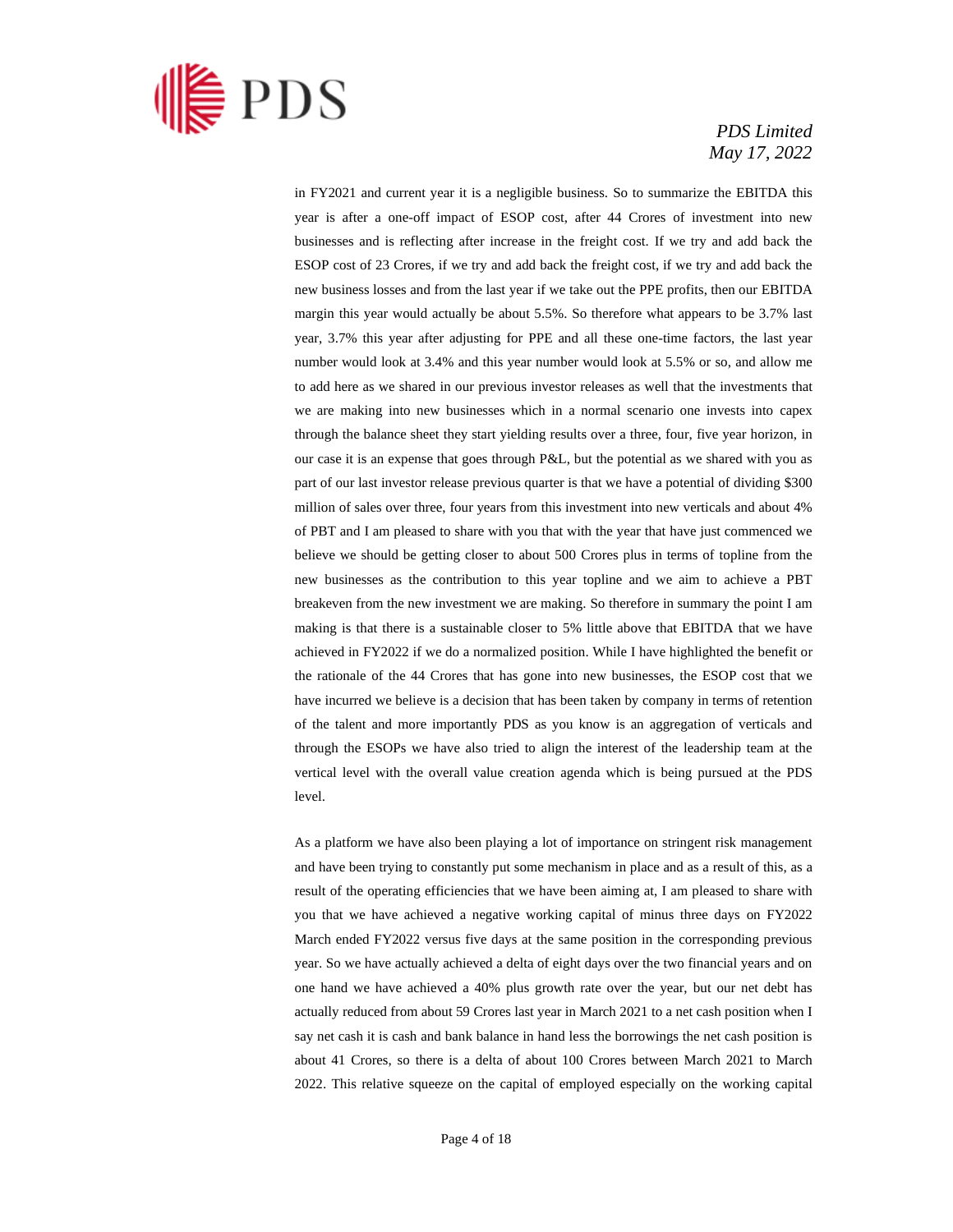in FY2021 and current year it is a negligible business. So to summarize the EBITDA this year is after a one-off impact of ESOP cost, after 44 Crores of investment into new businesses and is reflecting after increase in the freight cost. If we try and add back the ESOP cost of 23 Crores, if we try and add back the freight cost, if we try and add back the new business losses and from the last year if we take out the PPE profits, then our EBITDA margin this year would actually be about 5.5%. So therefore what appears to be 3.7% last year, 3.7% this year after adjusting for PPE and all these one-time factors, the last year number would look at 3.4% and this year number would look at 5.5% or so, and allow me to add here as we shared in our previous investor releases as well that the investments that we are making into new businesses which in a normal scenario one invests into capex through the balance sheet they start yielding results over a three, four, five year horizon, in our case it is an expense that goes through P&L, but the potential as we shared with you as part of our last investor release previous quarter is that we have a potential of dividing $300 million of sales over three, four years from this investment into new verticals and about 4% of PBT and I am pleased to share with you that with the year that have just commenced we believe we should be getting closer to about 500 Crores plus in terms of topline from the new businesses as the contribution to this year topline and we aim to achieve a PBT breakeven from the new investment we are making. So therefore in summary the point I am making is that there is a sustainable closer to 5% little above that EBITDA that we have achieved in FY2022 if we do a normalized position. While I have highlighted the benefit or the rationale of the 44 Crores that has gone into new businesses, the ESOP cost that we have incurred we believe is a decision that has been taken by company in terms of retention of the talent and more importantly PDS as you know is an aggregation of verticals and through the ESOPs we have also tried to align the interest of the leadership team at the vertical level with the overall value creation agenda which is being pursued at the PDS level.

As a platform we have also been playing a lot of importance on stringent risk management and have been trying to constantly put some mechanism in place and as a result of this, as a result of the operating efficiencies that we have been aiming at, I am pleased to share with you that we have achieved a negative working capital of minus three days on FY2022 March ended FY2022 versus five days at the same position in the corresponding previous year. So we have actually achieved a delta of eight days over the two financial years and on one hand we have achieved a 40% plus growth rate over the year, but our net debt has actually reduced from about 59 Crores last year in March 2021 to a net cash position when I say net cash it is cash and bank balance in hand less the borrowings the net cash position is about 41 Crores, so there is a delta of about 100 Crores between March 2021 to March 2022. This relative squeeze on the capital of employed especially on the working capital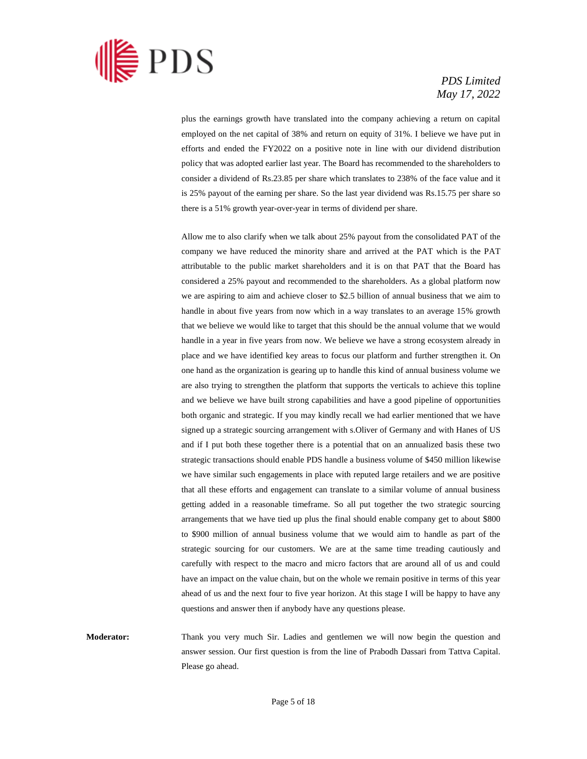plus the earnings growth have translated into the company achieving a return on capital employed on the net capital of 38% and return on equity of 31%. I believe we have put in efforts and ended the FY2022 on a positive note in line with our dividend distribution policy that was adopted earlier last year. The Board has recommended to the shareholders to consider a dividend of Rs.23.85 per share which translates to 238% of the face value and it is 25% payout of the earning per share. So the last year dividend was Rs.15.75 per share so there is a 51% growth year-over-year in terms of dividend per share.

Allow me to also clarify when we talk about 25% payout from the consolidated PAT of the company we have reduced the minority share and arrived at the PAT which is the PAT attributable to the public market shareholders and it is on that PAT that the Board has considered a 25% payout and recommended to the shareholders. As a global platform now we are aspiring to aim and achieve closer to $2.5 billion of annual business that we aim to handle in about five years from now which in a way translates to an average 15% growth that we believe we would like to target that this should be the annual volume that we would handle in a year in five years from now. We believe we have a strong ecosystem already in place and we have identified key areas to focus our platform and further strengthen it. On one hand as the organization is gearing up to handle this kind of annual business volume we are also trying to strengthen the platform that supports the verticals to achieve this topline and we believe we have built strong capabilities and have a good pipeline of opportunities both organic and strategic. If you may kindly recall we had earlier mentioned that we have signed up a strategic sourcing arrangement with s.Oliver of Germany and with Hanes of US and if I put both these together there is a potential that on an annualized basis these two strategic transactions should enable PDS handle a business volume of $450 million likewise we have similar such engagements in place with reputed large retailers and we are positive that all these efforts and engagement can translate to a similar volume of annual business getting added in a reasonable timeframe. So all put together the two strategic sourcing arrangements that we have tied up plus the final should enable company get to about $800 to $900 million of annual business volume that we would aim to handle as part of the strategic sourcing for our customers. We are at the same time treading cautiously and carefully with respect to the macro and micro factors that are around all of us and could have an impact on the value chain, but on the whole we remain positive in terms of this year ahead of us and the next four to five year horizon. At this stage I will be happy to have any questions and answer then if anybody have any questions please.

**Moderator:** Thank you very much Sir. Ladies and gentlemen we will now begin the question and answer session. Our first question is from the line of Prabodh Dassari from Tattva Capital. Please go ahead.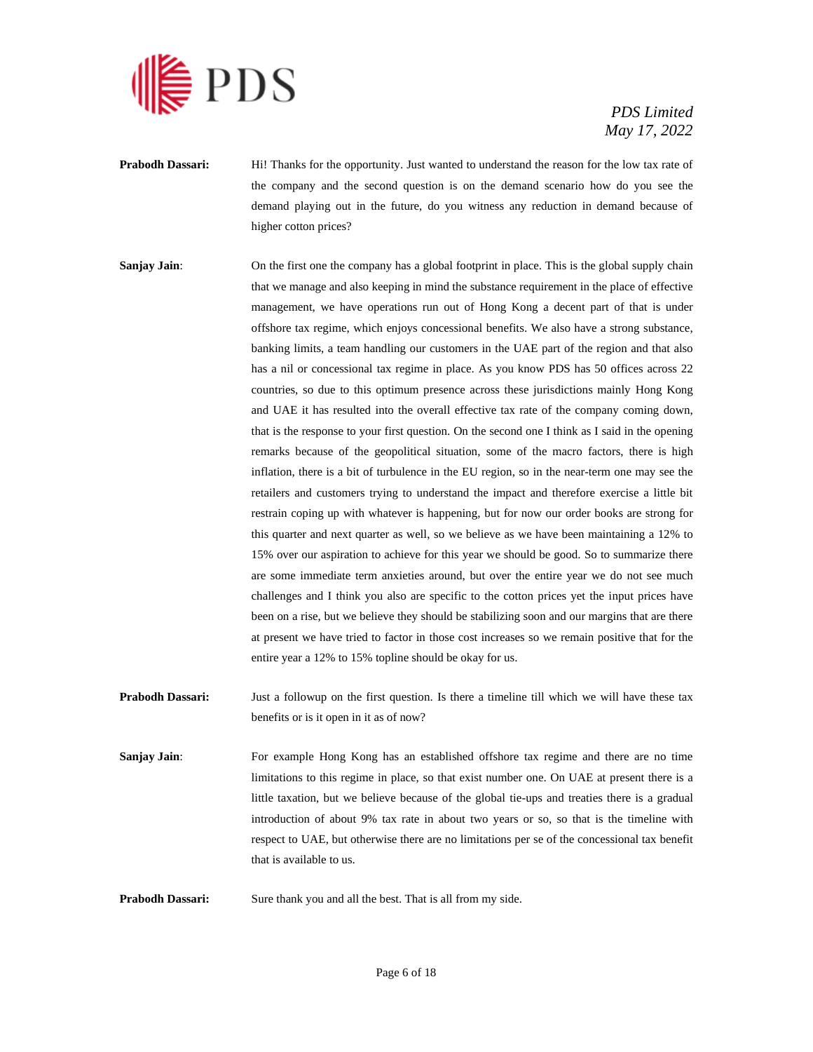**Prabodh Dassari:** Hi! Thanks for the opportunity. Just wanted to understand the reason for the low tax rate of the company and the second question is on the demand scenario how do you see the demand playing out in the future, do you witness any reduction in demand because of higher cotton prices?

**Sanjay Jain**: On the first one the company has a global footprint in place. This is the global supply chain that we manage and also keeping in mind the substance requirement in the place of effective management, we have operations run out of Hong Kong a decent part of that is under offshore tax regime, which enjoys concessional benefits. We also have a strong substance, banking limits, a team handling our customers in the UAE part of the region and that also has a nil or concessional tax regime in place. As you know PDS has 50 offices across 22 countries, so due to this optimum presence across these jurisdictions mainly Hong Kong and UAE it has resulted into the overall effective tax rate of the company coming down, that is the response to your first question. On the second one I think as I said in the opening remarks because of the geopolitical situation, some of the macro factors, there is high inflation, there is a bit of turbulence in the EU region, so in the near-term one may see the retailers and customers trying to understand the impact and therefore exercise a little bit restrain coping up with whatever is happening, but for now our order books are strong for this quarter and next quarter as well, so we believe as we have been maintaining a 12% to 15% over our aspiration to achieve for this year we should be good. So to summarize there are some immediate term anxieties around, but over the entire year we do not see much challenges and I think you also are specific to the cotton prices yet the input prices have been on a rise, but we believe they should be stabilizing soon and our margins that are there at present we have tried to factor in those cost increases so we remain positive that for the entire year a 12% to 15% topline should be okay for us.

**Prabodh Dassari:** Just a followup on the first question. Is there a timeline till which we will have these tax benefits or is it open in it as of now?

**Sanjay Jain**: For example Hong Kong has an established offshore tax regime and there are no time limitations to this regime in place, so that exist number one. On UAE at present there is a little taxation, but we believe because of the global tie-ups and treaties there is a gradual introduction of about 9% tax rate in about two years or so, so that is the timeline with respect to UAE, but otherwise there are no limitations per se of the concessional tax benefit that is available to us.

**Prabodh Dassari:** Sure thank you and all the best. That is all from my side.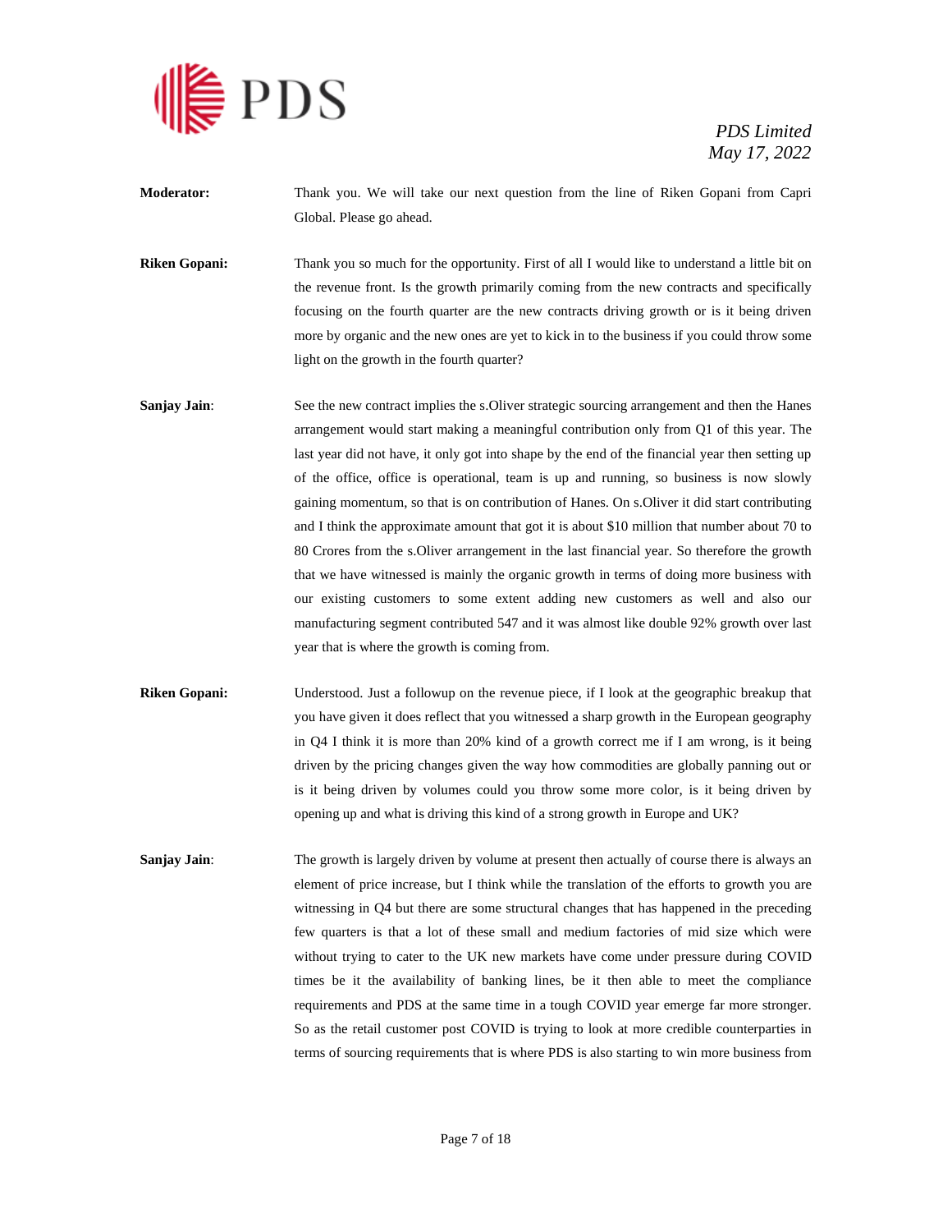**Moderator:** Thank you. We will take our next question from the line of Riken Gopani from Capri Global. Please go ahead.

**Riken Gopani:** Thank you so much for the opportunity. First of all I would like to understand a little bit on the revenue front. Is the growth primarily coming from the new contracts and specifically focusing on the fourth quarter are the new contracts driving growth or is it being driven more by organic and the new ones are yet to kick in to the business if you could throw some light on the growth in the fourth quarter?

**Sanjay Jain**: See the new contract implies the s.Oliver strategic sourcing arrangement and then the Hanes arrangement would start making a meaningful contribution only from Q1 of this year. The last year did not have, it only got into shape by the end of the financial year then setting up of the office, office is operational, team is up and running, so business is now slowly gaining momentum, so that is on contribution of Hanes. On s.Oliver it did start contributing and I think the approximate amount that got it is about $10 million that number about 70 to 80 Crores from the s.Oliver arrangement in the last financial year. So therefore the growth that we have witnessed is mainly the organic growth in terms of doing more business with our existing customers to some extent adding new customers as well and also our manufacturing segment contributed 547 and it was almost like double 92% growth over last year that is where the growth is coming from.

**Riken Gopani:** Understood. Just a followup on the revenue piece, if I look at the geographic breakup that you have given it does reflect that you witnessed a sharp growth in the European geography in Q4 I think it is more than 20% kind of a growth correct me if I am wrong, is it being driven by the pricing changes given the way how commodities are globally panning out or is it being driven by volumes could you throw some more color, is it being driven by opening up and what is driving this kind of a strong growth in Europe and UK?

**Sanjay Jain**: The growth is largely driven by volume at present then actually of course there is always an element of price increase, but I think while the translation of the efforts to growth you are witnessing in Q4 but there are some structural changes that has happened in the preceding few quarters is that a lot of these small and medium factories of mid size which were without trying to cater to the UK new markets have come under pressure during COVID times be it the availability of banking lines, be it then able to meet the compliance requirements and PDS at the same time in a tough COVID year emerge far more stronger. So as the retail customer post COVID is trying to look at more credible counterparties in terms of sourcing requirements that is where PDS is also starting to win more business from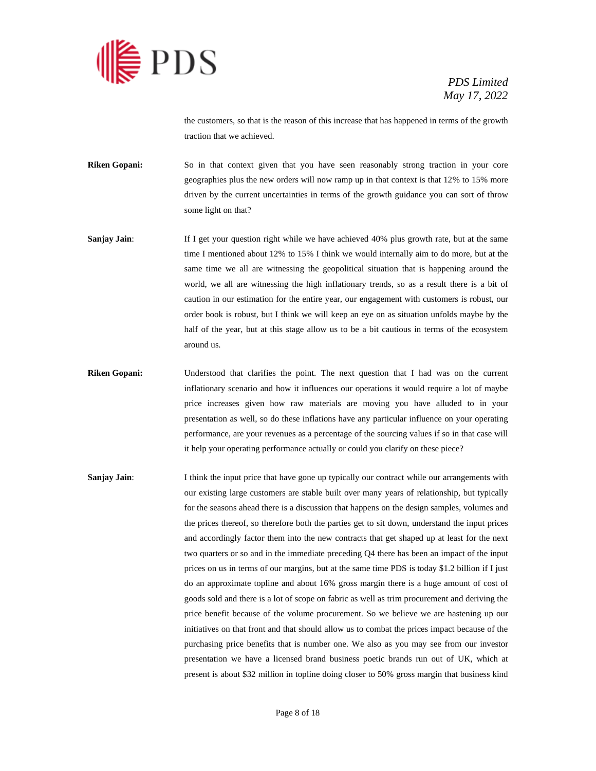the customers, so that is the reason of this increase that has happened in terms of the growth traction that we achieved.

**Riken Gopani:** So in that context given that you have seen reasonably strong traction in your core geographies plus the new orders will now ramp up in that context is that 12% to 15% more driven by the current uncertainties in terms of the growth guidance you can sort of throw some light on that?

**Sanjay Jain**: If I get your question right while we have achieved 40% plus growth rate, but at the same time I mentioned about 12% to 15% I think we would internally aim to do more, but at the same time we all are witnessing the geopolitical situation that is happening around the world, we all are witnessing the high inflationary trends, so as a result there is a bit of caution in our estimation for the entire year, our engagement with customers is robust, our order book is robust, but I think we will keep an eye on as situation unfolds maybe by the half of the year, but at this stage allow us to be a bit cautious in terms of the ecosystem around us.

**Riken Gopani:** Understood that clarifies the point. The next question that I had was on the current inflationary scenario and how it influences our operations it would require a lot of maybe price increases given how raw materials are moving you have alluded to in your presentation as well, so do these inflations have any particular influence on your operating performance, are your revenues as a percentage of the sourcing values if so in that case will it help your operating performance actually or could you clarify on these piece?

**Sanjay Jain**: I think the input price that have gone up typically our contract while our arrangements with our existing large customers are stable built over many years of relationship, but typically for the seasons ahead there is a discussion that happens on the design samples, volumes and the prices thereof, so therefore both the parties get to sit down, understand the input prices and accordingly factor them into the new contracts that get shaped up at least for the next two quarters or so and in the immediate preceding Q4 there has been an impact of the input prices on us in terms of our margins, but at the same time PDS is today $1.2 billion if I just do an approximate topline and about 16% gross margin there is a huge amount of cost of goods sold and there is a lot of scope on fabric as well as trim procurement and deriving the price benefit because of the volume procurement. So we believe we are hastening up our initiatives on that front and that should allow us to combat the prices impact because of the purchasing price benefits that is number one. We also as you may see from our investor presentation we have a licensed brand business poetic brands run out of UK, which at present is about $32 million in topline doing closer to 50% gross margin that business kind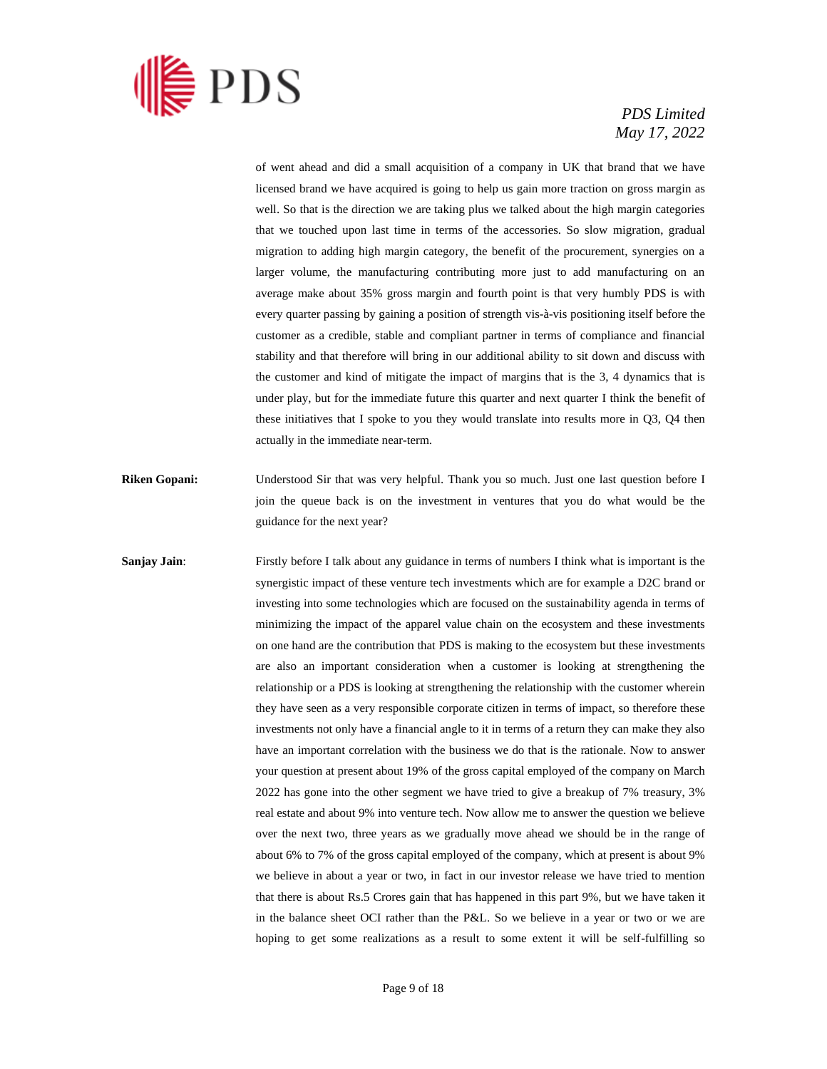of went ahead and did a small acquisition of a company in UK that brand that we have licensed brand we have acquired is going to help us gain more traction on gross margin as well. So that is the direction we are taking plus we talked about the high margin categories that we touched upon last time in terms of the accessories. So slow migration, gradual migration to adding high margin category, the benefit of the procurement, synergies on a larger volume, the manufacturing contributing more just to add manufacturing on an average make about 35% gross margin and fourth point is that very humbly PDS is with every quarter passing by gaining a position of strength vis-à-vis positioning itself before the customer as a credible, stable and compliant partner in terms of compliance and financial stability and that therefore will bring in our additional ability to sit down and discuss with the customer and kind of mitigate the impact of margins that is the 3, 4 dynamics that is under play, but for the immediate future this quarter and next quarter I think the benefit of these initiatives that I spoke to you they would translate into results more in Q3, Q4 then actually in the immediate near-term.

**Riken Gopani:** Understood Sir that was very helpful. Thank you so much. Just one last question before I join the queue back is on the investment in ventures that you do what would be the guidance for the next year?

**Sanjay Jain**: Firstly before I talk about any guidance in terms of numbers I think what is important is the synergistic impact of these venture tech investments which are for example a D2C brand or investing into some technologies which are focused on the sustainability agenda in terms of minimizing the impact of the apparel value chain on the ecosystem and these investments on one hand are the contribution that PDS is making to the ecosystem but these investments are also an important consideration when a customer is looking at strengthening the relationship or a PDS is looking at strengthening the relationship with the customer wherein they have seen as a very responsible corporate citizen in terms of impact, so therefore these investments not only have a financial angle to it in terms of a return they can make they also have an important correlation with the business we do that is the rationale. Now to answer your question at present about 19% of the gross capital employed of the company on March 2022 has gone into the other segment we have tried to give a breakup of 7% treasury, 3% real estate and about 9% into venture tech. Now allow me to answer the question we believe over the next two, three years as we gradually move ahead we should be in the range of about 6% to 7% of the gross capital employed of the company, which at present is about 9% we believe in about a year or two, in fact in our investor release we have tried to mention that there is about Rs.5 Crores gain that has happened in this part 9%, but we have taken it in the balance sheet OCI rather than the P&L. So we believe in a year or two or we are hoping to get some realizations as a result to some extent it will be self-fulfilling so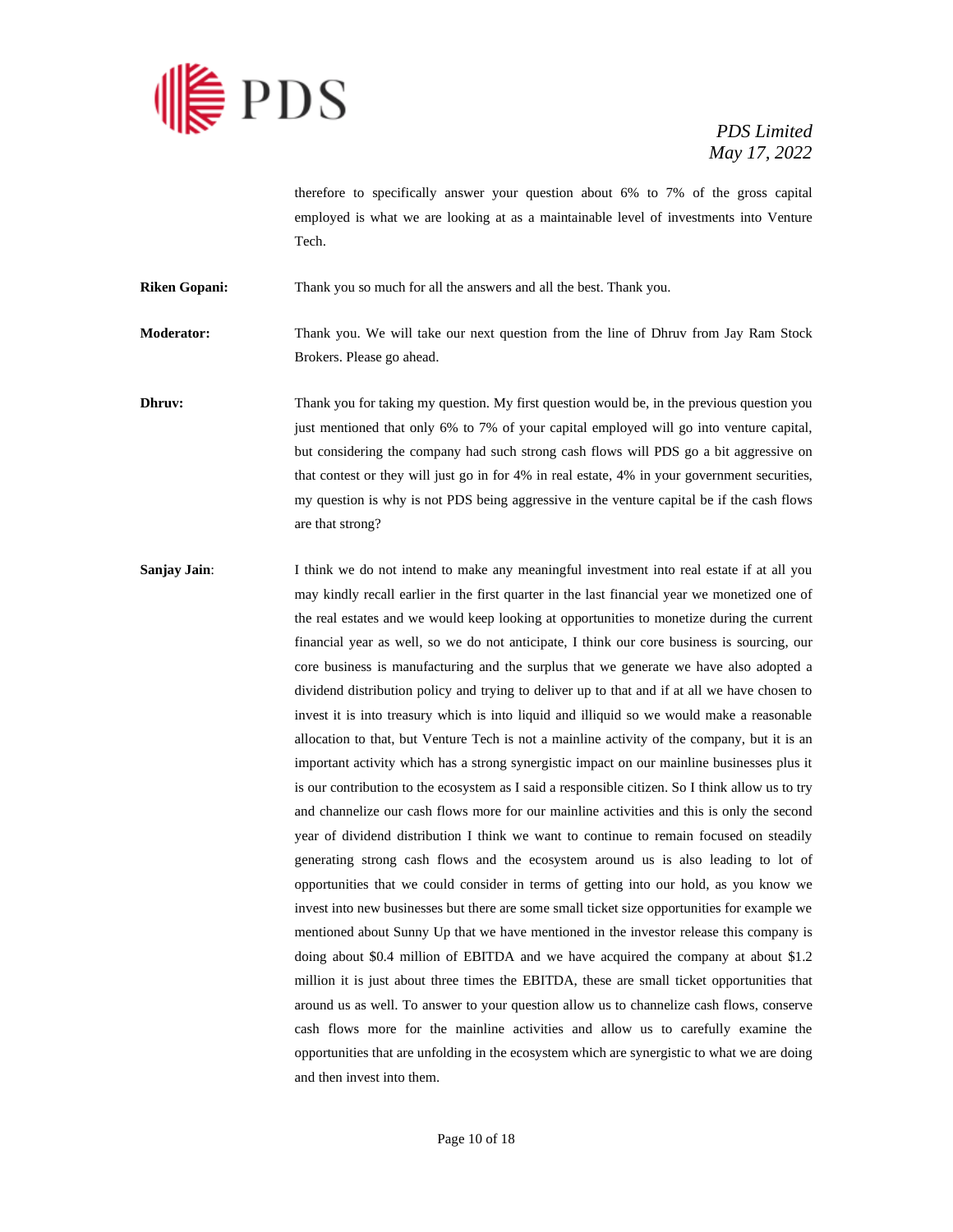therefore to specifically answer your question about 6% to 7% of the gross capital employed is what we are looking at as a maintainable level of investments into Venture Tech.

**Riken Gopani:** Thank you so much for all the answers and all the best. Thank you.

**Moderator:** Thank you. We will take our next question from the line of Dhruv from Jay Ram Stock Brokers. Please go ahead.

**Dhruv:** Thank you for taking my question. My first question would be, in the previous question you just mentioned that only 6% to 7% of your capital employed will go into venture capital, but considering the company had such strong cash flows will PDS go a bit aggressive on that contest or they will just go in for 4% in real estate, 4% in your government securities, my question is why is not PDS being aggressive in the venture capital be if the cash flows are that strong?

**Sanjay Jain**: I think we do not intend to make any meaningful investment into real estate if at all you may kindly recall earlier in the first quarter in the last financial year we monetized one of the real estates and we would keep looking at opportunities to monetize during the current financial year as well, so we do not anticipate, I think our core business is sourcing, our core business is manufacturing and the surplus that we generate we have also adopted a dividend distribution policy and trying to deliver up to that and if at all we have chosen to invest it is into treasury which is into liquid and illiquid so we would make a reasonable allocation to that, but Venture Tech is not a mainline activity of the company, but it is an important activity which has a strong synergistic impact on our mainline businesses plus it is our contribution to the ecosystem as I said a responsible citizen. So I think allow us to try and channelize our cash flows more for our mainline activities and this is only the second year of dividend distribution I think we want to continue to remain focused on steadily generating strong cash flows and the ecosystem around us is also leading to lot of opportunities that we could consider in terms of getting into our hold, as you know we invest into new businesses but there are some small ticket size opportunities for example we mentioned about Sunny Up that we have mentioned in the investor release this company is doing about $0.4 million of EBITDA and we have acquired the company at about $1.2 million it is just about three times the EBITDA, these are small ticket opportunities that around us as well. To answer to your question allow us to channelize cash flows, conserve cash flows more for the mainline activities and allow us to carefully examine the opportunities that are unfolding in the ecosystem which are synergistic to what we are doing and then invest into them.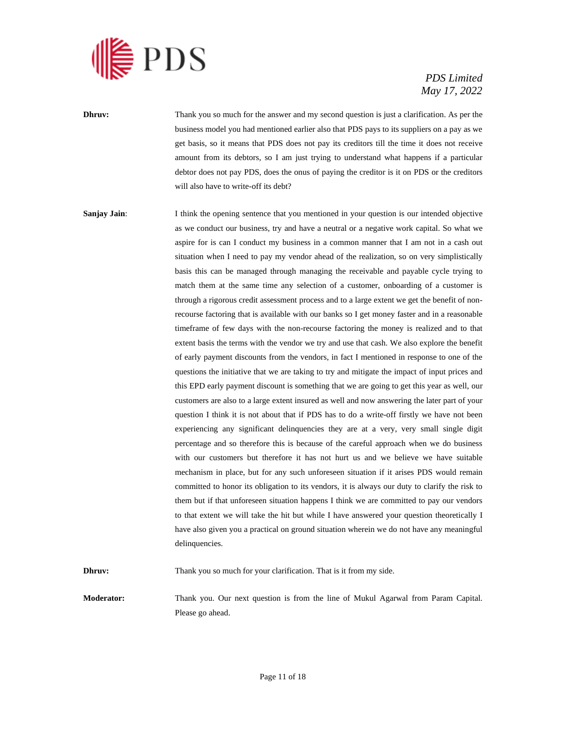**Dhruv:** Thank you so much for the answer and my second question is just a clarification. As per the business model you had mentioned earlier also that PDS pays to its suppliers on a pay as we get basis, so it means that PDS does not pay its creditors till the time it does not receive amount from its debtors, so I am just trying to understand what happens if a particular debtor does not pay PDS, does the onus of paying the creditor is it on PDS or the creditors will also have to write-off its debt?

**Sanjay Jain**: I think the opening sentence that you mentioned in your question is our intended objective as we conduct our business, try and have a neutral or a negative work capital. So what we aspire for is can I conduct my business in a common manner that I am not in a cash out situation when I need to pay my vendor ahead of the realization, so on very simplistically basis this can be managed through managing the receivable and payable cycle trying to match them at the same time any selection of a customer, onboarding of a customer is through a rigorous credit assessment process and to a large extent we get the benefit of non-recourse factoring that is available with our banks so I get money faster and in a reasonable timeframe of few days with the non-recourse factoring the money is realized and to that extent basis the terms with the vendor we try and use that cash. We also explore the benefit of early payment discounts from the vendors, in fact I mentioned in response to one of the questions the initiative that we are taking to try and mitigate the impact of input prices and this EPD early payment discount is something that we are going to get this year as well, our customers are also to a large extent insured as well and now answering the later part of your question I think it is not about that if PDS has to do a write-off firstly we have not been experiencing any significant delinquencies they are at a very, very small single digit percentage and so therefore this is because of the careful approach when we do business with our customers but therefore it has not hurt us and we believe we have suitable mechanism in place, but for any such unforeseen situation if it arises PDS would remain committed to honor its obligation to its vendors, it is always our duty to clarify the risk to them but if that unforeseen situation happens I think we are committed to pay our vendors to that extent we will take the hit but while I have answered your question theoretically I have also given you a practical on ground situation wherein we do not have any meaningful delinquencies.

**Dhruv:** Thank you so much for your clarification. That is it from my side.

**Moderator:** Thank you. Our next question is from the line of Mukul Agarwal from Param Capital. Please go ahead.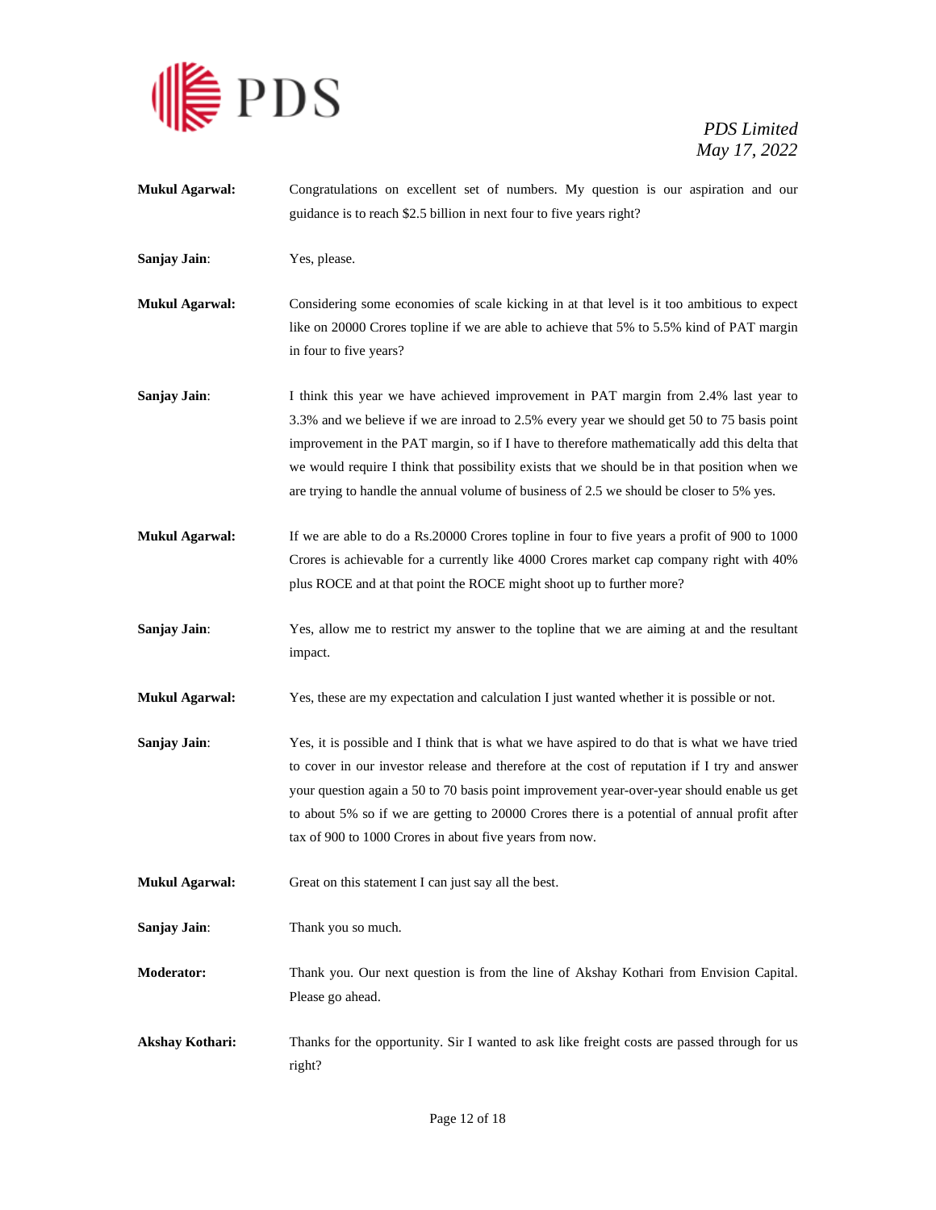**Mukul Agarwal:** Congratulations on excellent set of numbers. My question is our aspiration and our guidance is to reach $2.5 billion in next four to five years right?

**Sanjay Jain**: Yes, please.

**Mukul Agarwal:** Considering some economies of scale kicking in at that level is it too ambitious to expect like on 20000 Crores topline if we are able to achieve that 5% to 5.5% kind of PAT margin in four to five years?

**Sanjay Jain**: I think this year we have achieved improvement in PAT margin from 2.4% last year to 3.3% and we believe if we are inroad to 2.5% every year we should get 50 to 75 basis point improvement in the PAT margin, so if I have to therefore mathematically add this delta that we would require I think that possibility exists that we should be in that position when we are trying to handle the annual volume of business of 2.5 we should be closer to 5% yes.

**Mukul Agarwal:** If we are able to do a Rs.20000 Crores topline in four to five years a profit of 900 to 1000 Crores is achievable for a currently like 4000 Crores market cap company right with 40% plus ROCE and at that point the ROCE might shoot up to further more?

**Sanjay Jain**: Yes, allow me to restrict my answer to the topline that we are aiming at and the resultant impact.

**Mukul Agarwal:** Yes, these are my expectation and calculation I just wanted whether it is possible or not.

**Sanjay Jain**: Yes, it is possible and I think that is what we have aspired to do that is what we have tried to cover in our investor release and therefore at the cost of reputation if I try and answer your question again a 50 to 70 basis point improvement year-over-year should enable us get to about 5% so if we are getting to 20000 Crores there is a potential of annual profit after tax of 900 to 1000 Crores in about five years from now.

**Mukul Agarwal:** Great on this statement I can just say all the best.

**Sanjay Jain**: Thank you so much.

**Moderator:** Thank you. Our next question is from the line of Akshay Kothari from Envision Capital. Please go ahead.

**Akshay Kothari:** Thanks for the opportunity. Sir I wanted to ask like freight costs are passed through for us right?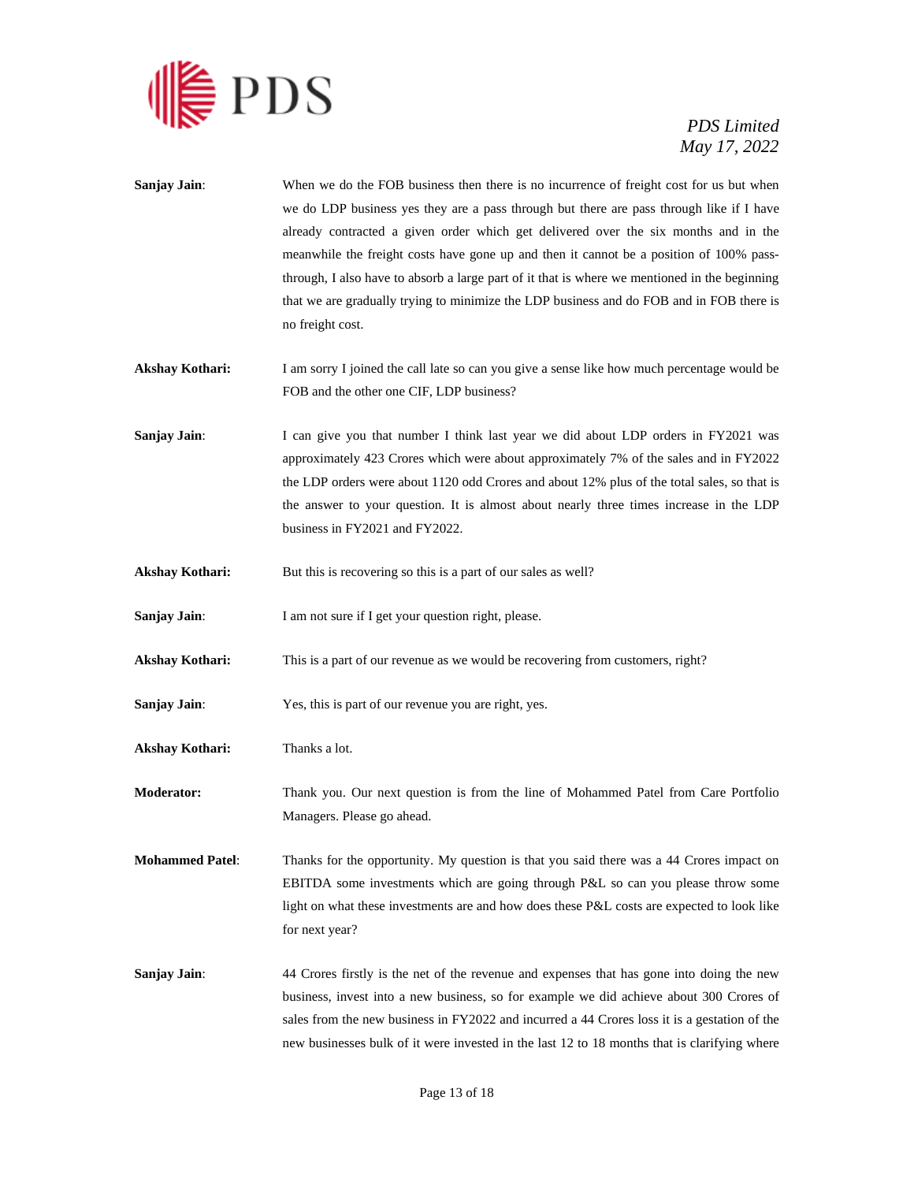**Sanjay Jain**: When we do the FOB business then there is no incurrence of freight cost for us but when we do LDP business yes they are a pass through but there are pass through like if I have already contracted a given order which get delivered over the six months and in the meanwhile the freight costs have gone up and then it cannot be a position of 100% pass-through, I also have to absorb a large part of it that is where we mentioned in the beginning that we are gradually trying to minimize the LDP business and do FOB and in FOB there is no freight cost.

**Akshay Kothari:** I am sorry I joined the call late so can you give a sense like how much percentage would be FOB and the other one CIF, LDP business?

**Sanjay Jain**: I can give you that number I think last year we did about LDP orders in FY2021 was approximately 423 Crores which were about approximately 7% of the sales and in FY2022 the LDP orders were about 1120 odd Crores and about 12% plus of the total sales, so that is the answer to your question. It is almost about nearly three times increase in the LDP business in FY2021 and FY2022.

**Akshay Kothari:** But this is recovering so this is a part of our sales as well?

**Sanjay Jain**: I am not sure if I get your question right, please.

**Akshay Kothari:** This is a part of our revenue as we would be recovering from customers, right?

**Sanjay Jain**: Yes, this is part of our revenue you are right, yes.

**Akshay Kothari:** Thanks a lot.

**Moderator:** Thank you. Our next question is from the line of Mohammed Patel from Care Portfolio Managers. Please go ahead.

**Mohammed Patel**: Thanks for the opportunity. My question is that you said there was a 44 Crores impact on EBITDA some investments which are going through P&L so can you please throw some light on what these investments are and how does these P&L costs are expected to look like for next year?

**Sanjay Jain**: 44 Crores firstly is the net of the revenue and expenses that has gone into doing the new business, invest into a new business, so for example we did achieve about 300 Crores of sales from the new business in FY2022 and incurred a 44 Crores loss it is a gestation of the new businesses bulk of it were invested in the last 12 to 18 months that is clarifying where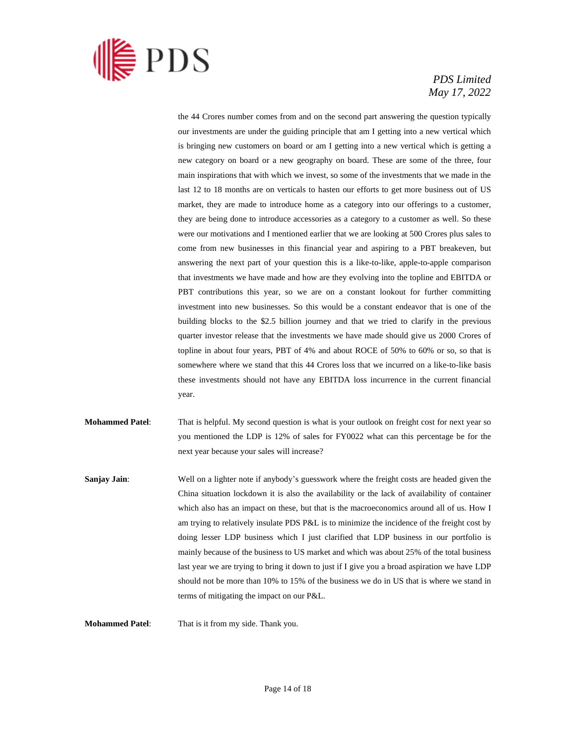the 44 Crores number comes from and on the second part answering the question typically our investments are under the guiding principle that am I getting into a new vertical which is bringing new customers on board or am I getting into a new vertical which is getting a new category on board or a new geography on board. These are some of the three, four main inspirations that with which we invest, so some of the investments that we made in the last 12 to 18 months are on verticals to hasten our efforts to get more business out of US market, they are made to introduce home as a category into our offerings to a customer, they are being done to introduce accessories as a category to a customer as well. So these were our motivations and I mentioned earlier that we are looking at 500 Crores plus sales to come from new businesses in this financial year and aspiring to a PBT breakeven, but answering the next part of your question this is a like-to-like, apple-to-apple comparison that investments we have made and how are they evolving into the topline and EBITDA or PBT contributions this year, so we are on a constant lookout for further committing investment into new businesses. So this would be a constant endeavor that is one of the building blocks to the $2.5 billion journey and that we tried to clarify in the previous quarter investor release that the investments we have made should give us 2000 Crores of topline in about four years, PBT of 4% and about ROCE of 50% to 60% or so, so that is somewhere where we stand that this 44 Crores loss that we incurred on a like-to-like basis these investments should not have any EBITDA loss incurrence in the current financial year.

**Mohammed Patel**: That is helpful. My second question is what is your outlook on freight cost for next year so you mentioned the LDP is 12% of sales for FY0022 what can this percentage be for the next year because your sales will increase?

**Sanjay Jain**: Well on a lighter note if anybody's guesswork where the freight costs are headed given the China situation lockdown it is also the availability or the lack of availability of container which also has an impact on these, but that is the macroeconomics around all of us. How I am trying to relatively insulate PDS P&L is to minimize the incidence of the freight cost by doing lesser LDP business which I just clarified that LDP business in our portfolio is mainly because of the business to US market and which was about 25% of the total business last year we are trying to bring it down to just if I give you a broad aspiration we have LDP should not be more than 10% to 15% of the business we do in US that is where we stand in terms of mitigating the impact on our P&L.

**Mohammed Patel**: That is it from my side. Thank you.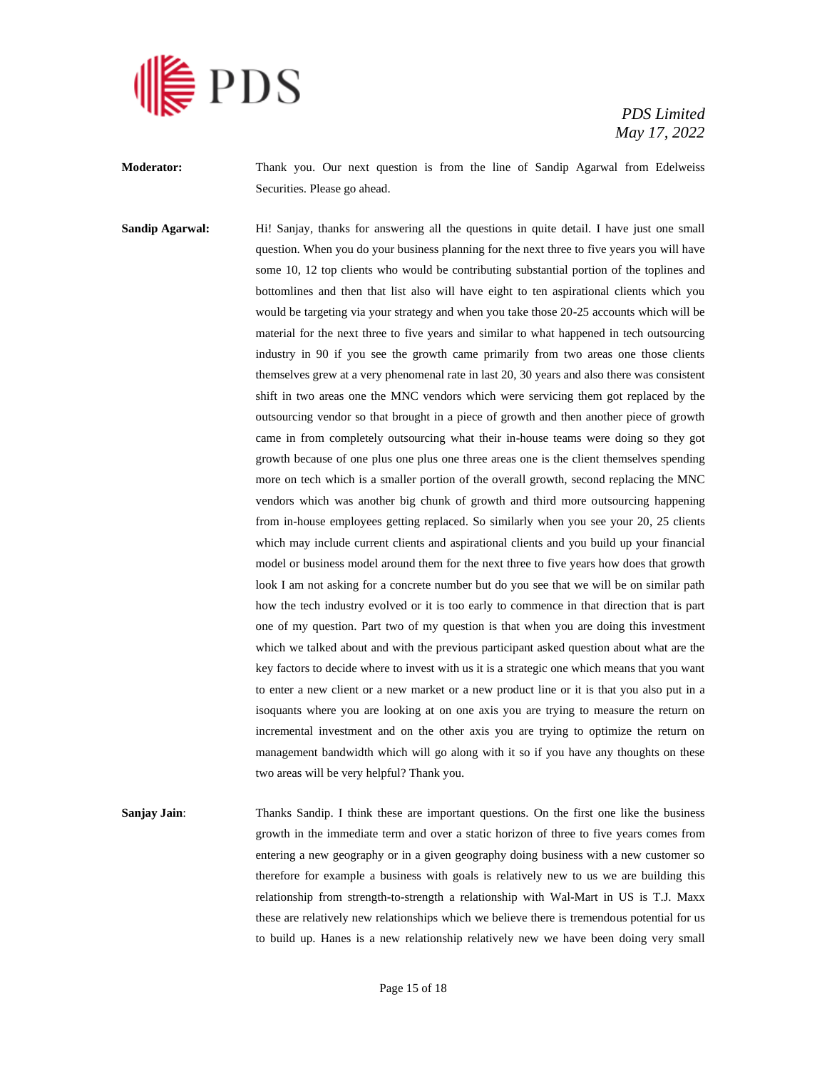**Moderator:** Thank you. Our next question is from the line of Sandip Agarwal from Edelweiss Securities. Please go ahead.

**Sandip Agarwal:** Hi! Sanjay, thanks for answering all the questions in quite detail. I have just one small question. When you do your business planning for the next three to five years you will have some 10, 12 top clients who would be contributing substantial portion of the toplines and bottomlines and then that list also will have eight to ten aspirational clients which you would be targeting via your strategy and when you take those 20-25 accounts which will be material for the next three to five years and similar to what happened in tech outsourcing industry in 90 if you see the growth came primarily from two areas one those clients themselves grew at a very phenomenal rate in last 20, 30 years and also there was consistent shift in two areas one the MNC vendors which were servicing them got replaced by the outsourcing vendor so that brought in a piece of growth and then another piece of growth came in from completely outsourcing what their in-house teams were doing so they got growth because of one plus one plus one three areas one is the client themselves spending more on tech which is a smaller portion of the overall growth, second replacing the MNC vendors which was another big chunk of growth and third more outsourcing happening from in-house employees getting replaced. So similarly when you see your 20, 25 clients which may include current clients and aspirational clients and you build up your financial model or business model around them for the next three to five years how does that growth look I am not asking for a concrete number but do you see that we will be on similar path how the tech industry evolved or it is too early to commence in that direction that is part one of my question. Part two of my question is that when you are doing this investment which we talked about and with the previous participant asked question about what are the key factors to decide where to invest with us it is a strategic one which means that you want to enter a new client or a new market or a new product line or it is that you also put in a isoquants where you are looking at on one axis you are trying to measure the return on incremental investment and on the other axis you are trying to optimize the return on management bandwidth which will go along with it so if you have any thoughts on these two areas will be very helpful? Thank you.

**Sanjay Jain:** Thanks Sandip. I think these are important questions. On the first one like the business growth in the immediate term and over a static horizon of three to five years comes from entering a new geography or in a given geography doing business with a new customer so therefore for example a business with goals is relatively new to us we are building this relationship from strength-to-strength a relationship with Wal-Mart in US is T.J. Maxx these are relatively new relationships which we believe there is tremendous potential for us to build up. Hanes is a new relationship relatively new we have been doing very small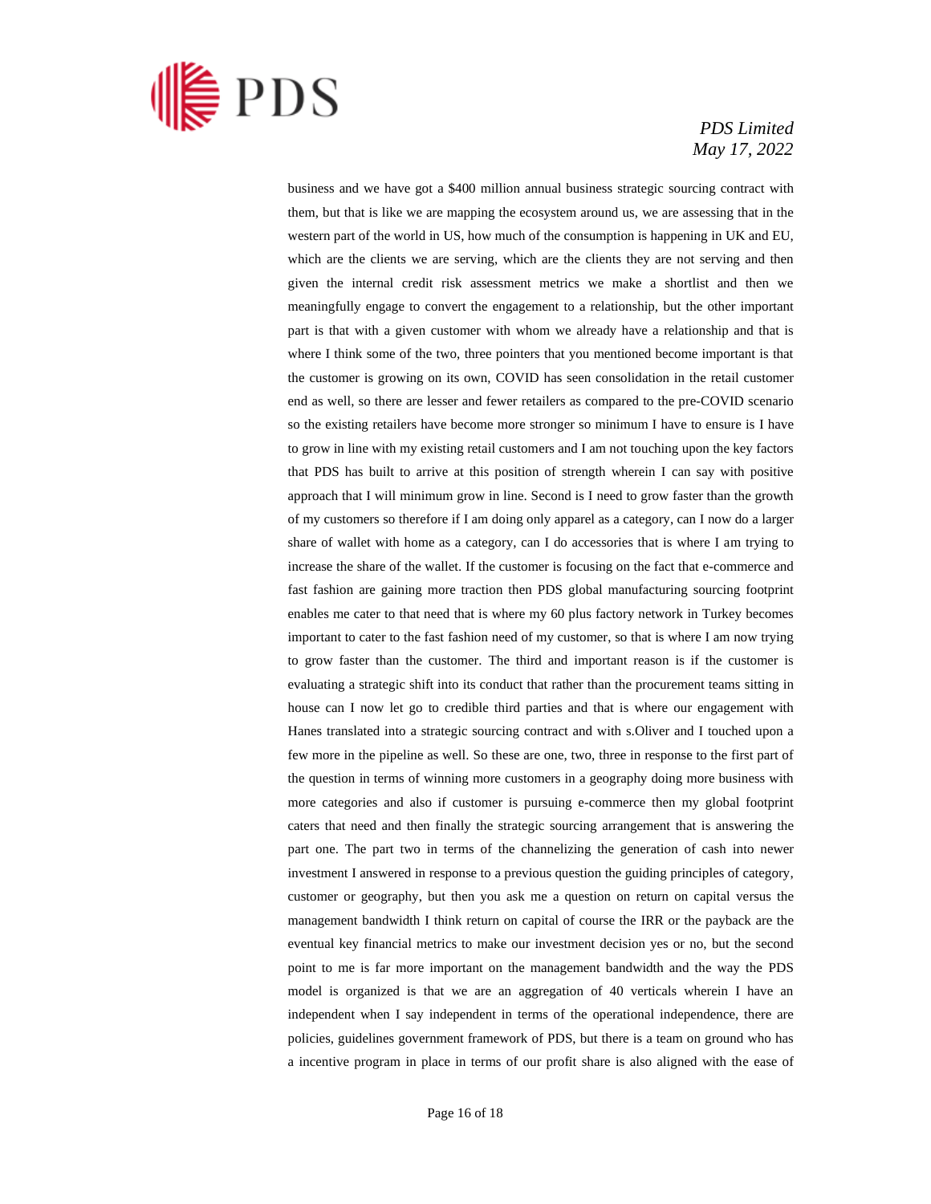business and we have got a $400 million annual business strategic sourcing contract with them, but that is like we are mapping the ecosystem around us, we are assessing that in the western part of the world in US, how much of the consumption is happening in UK and EU, which are the clients we are serving, which are the clients they are not serving and then given the internal credit risk assessment metrics we make a shortlist and then we meaningfully engage to convert the engagement to a relationship, but the other important part is that with a given customer with whom we already have a relationship and that is where I think some of the two, three pointers that you mentioned become important is that the customer is growing on its own, COVID has seen consolidation in the retail customer end as well, so there are lesser and fewer retailers as compared to the pre-COVID scenario so the existing retailers have become more stronger so minimum I have to ensure is I have to grow in line with my existing retail customers and I am not touching upon the key factors that PDS has built to arrive at this position of strength wherein I can say with positive approach that I will minimum grow in line. Second is I need to grow faster than the growth of my customers so therefore if I am doing only apparel as a category, can I now do a larger share of wallet with home as a category, can I do accessories that is where I am trying to increase the share of the wallet. If the customer is focusing on the fact that e-commerce and fast fashion are gaining more traction then PDS global manufacturing sourcing footprint enables me cater to that need that is where my 60 plus factory network in Turkey becomes important to cater to the fast fashion need of my customer, so that is where I am now trying to grow faster than the customer. The third and important reason is if the customer is evaluating a strategic shift into its conduct that rather than the procurement teams sitting in house can I now let go to credible third parties and that is where our engagement with Hanes translated into a strategic sourcing contract and with s.Oliver and I touched upon a few more in the pipeline as well. So these are one, two, three in response to the first part of the question in terms of winning more customers in a geography doing more business with more categories and also if customer is pursuing e-commerce then my global footprint caters that need and then finally the strategic sourcing arrangement that is answering the part one. The part two in terms of the channelizing the generation of cash into newer investment I answered in response to a previous question the guiding principles of category, customer or geography, but then you ask me a question on return on capital versus the management bandwidth I think return on capital of course the IRR or the payback are the eventual key financial metrics to make our investment decision yes or no, but the second point to me is far more important on the management bandwidth and the way the PDS model is organized is that we are an aggregation of 40 verticals wherein I have an independent when I say independent in terms of the operational independence, there are policies, guidelines government framework of PDS, but there is a team on ground who has a incentive program in place in terms of our profit share is also aligned with the ease of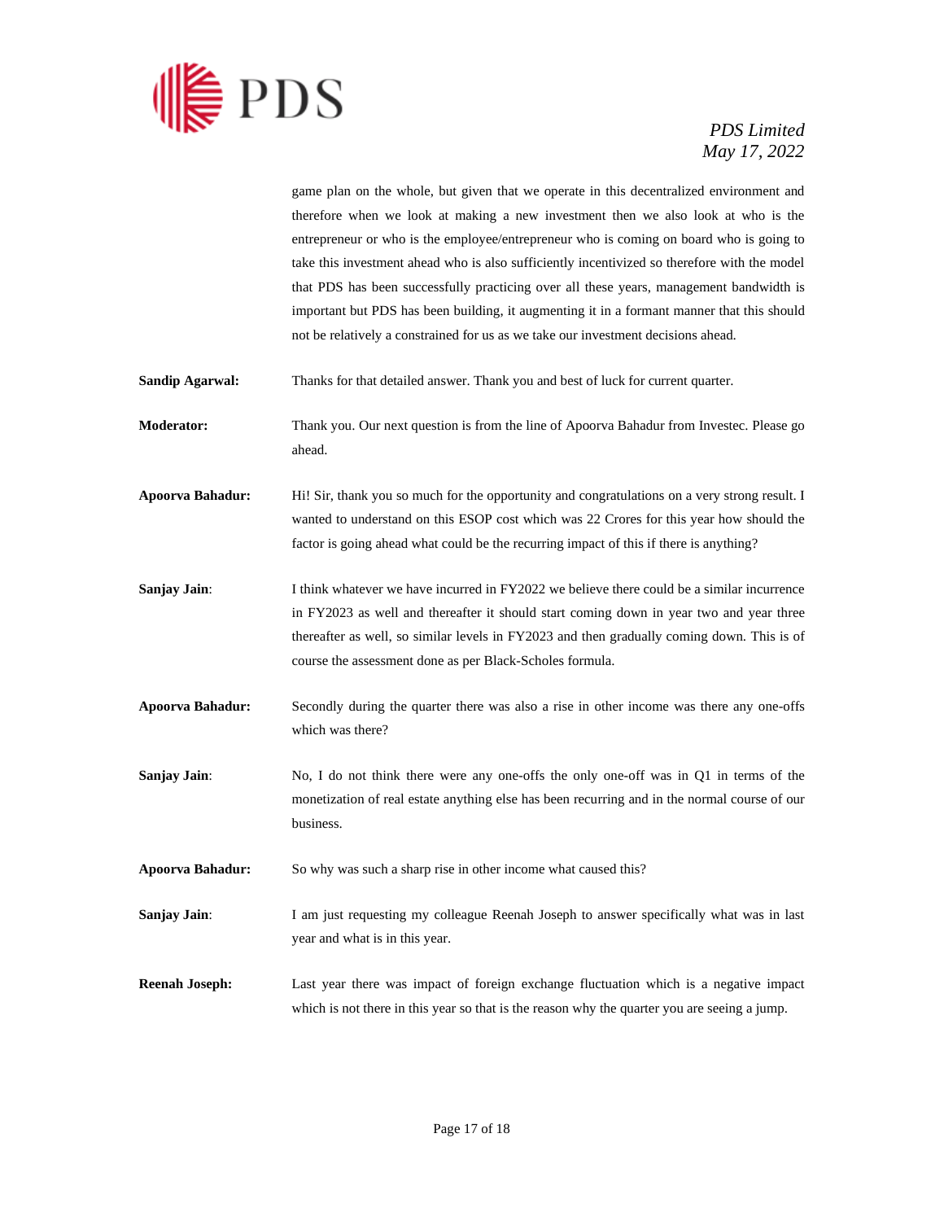game plan on the whole, but given that we operate in this decentralized environment and therefore when we look at making a new investment then we also look at who is the entrepreneur or who is the employee/entrepreneur who is coming on board who is going to take this investment ahead who is also sufficiently incentivized so therefore with the model that PDS has been successfully practicing over all these years, management bandwidth is important but PDS has been building, it augmenting it in a formant manner that this should not be relatively a constrained for us as we take our investment decisions ahead.

**Sandip Agarwal:** Thanks for that detailed answer. Thank you and best of luck for current quarter.

**Moderator:** Thank you. Our next question is from the line of Apoorva Bahadur from Investec. Please go ahead.

**Apoorva Bahadur:** Hi! Sir, thank you so much for the opportunity and congratulations on a very strong result. I wanted to understand on this ESOP cost which was 22 Crores for this year how should the factor is going ahead what could be the recurring impact of this if there is anything?

**Sanjay Jain**: I think whatever we have incurred in FY2022 we believe there could be a similar incurrence in FY2023 as well and thereafter it should start coming down in year two and year three thereafter as well, so similar levels in FY2023 and then gradually coming down. This is of course the assessment done as per Black-Scholes formula.

**Apoorva Bahadur:** Secondly during the quarter there was also a rise in other income was there any one-offs which was there?

**Sanjay Jain**: No, I do not think there were any one-offs the only one-off was in Q1 in terms of the monetization of real estate anything else has been recurring and in the normal course of our business.

**Apoorva Bahadur:** So why was such a sharp rise in other income what caused this?

**Sanjay Jain**: I am just requesting my colleague Reenah Joseph to answer specifically what was in last year and what is in this year.

**Reenah Joseph:** Last year there was impact of foreign exchange fluctuation which is a negative impact which is not there in this year so that is the reason why the quarter you are seeing a jump.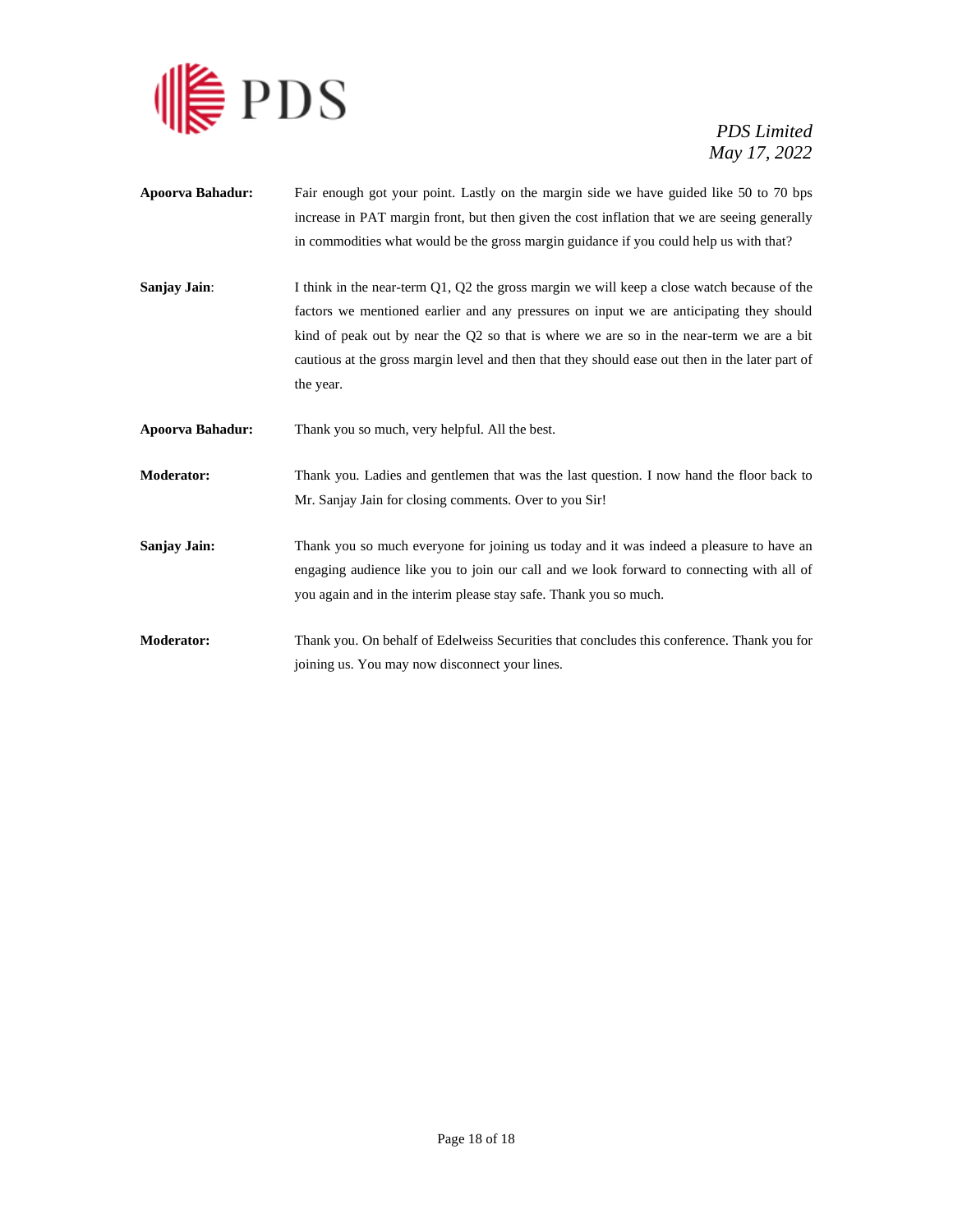**Apoorva Bahadur:** Fair enough got your point. Lastly on the margin side we have guided like 50 to 70 bps increase in PAT margin front, but then given the cost inflation that we are seeing generally in commodities what would be the gross margin guidance if you could help us with that?

**Sanjay Jain**: I think in the near-term Q1, Q2 the gross margin we will keep a close watch because of the factors we mentioned earlier and any pressures on input we are anticipating they should kind of peak out by near the Q2 so that is where we are so in the near-term we are a bit cautious at the gross margin level and then that they should ease out then in the later part of the year.

**Apoorva Bahadur:** Thank you so much, very helpful. All the best.

**Moderator:** Thank you. Ladies and gentlemen that was the last question. I now hand the floor back to Mr. Sanjay Jain for closing comments. Over to you Sir!

**Sanjay Jain:** Thank you so much everyone for joining us today and it was indeed a pleasure to have an engaging audience like you to join our call and we look forward to connecting with all of you again and in the interim please stay safe. Thank you so much.

**Moderator:** Thank you. On behalf of Edelweiss Securities that concludes this conference. Thank you for joining us. You may now disconnect your lines.